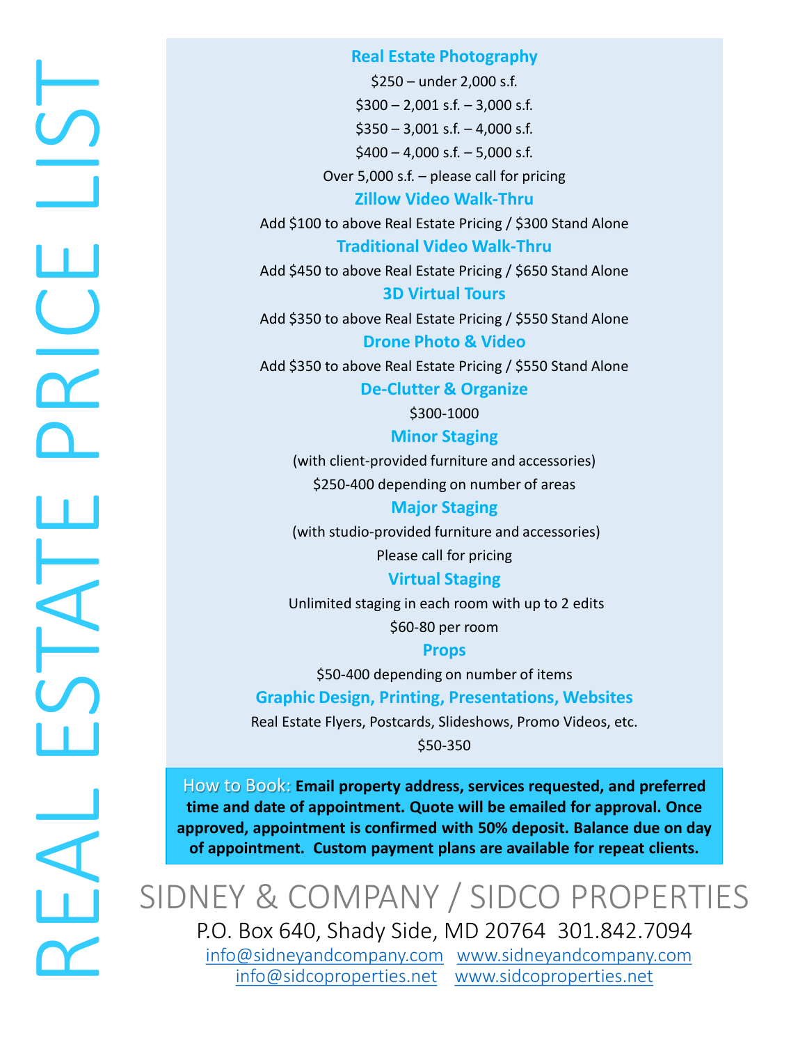# REAL ESTATE PRICE LIST

## Real Estate Photography

$250 – under 2,000 s.f.

$300 – 2,001 s.f. – 3,000 s.f.

$350 – 3,001 s.f. – 4,000 s.f.

$400 – 4,000 s.f. – 5,000 s.f.

Over 5,000 s.f. – please call for pricing

## Zillow Video Walk-Thru

Add $100 to above Real Estate Pricing / $300 Stand Alone

## Traditional Video Walk-Thru

Add $450 to above Real Estate Pricing / $650 Stand Alone

## 3D Virtual Tours

Add $350 to above Real Estate Pricing / $550 Stand Alone

## Drone Photo & Video

Add $350 to above Real Estate Pricing / $550 Stand Alone

## De-Clutter & Organize

$300-1000

## Minor Staging

(with client-provided furniture and accessories)

$250-400 depending on number of areas

## Major Staging

(with studio-provided furniture and accessories)

Please call for pricing

## Virtual Staging

Unlimited staging in each room with up to 2 edits

$60-80 per room

## Props

$50-400 depending on number of items

## Graphic Design, Printing, Presentations, Websites

Real Estate Flyers, Postcards, Slideshows, Promo Videos, etc.

$50-350

How to Book: **Email property address, services requested, and preferred time and date of appointment. Quote will be emailed for approval. Once approved, appointment is confirmed with 50% deposit. Balance due on day of appointment. Custom payment plans are available for repeat clients.**

SIDNEY & COMPANY / SIDCO PROPERTIES

P.O. Box 640, Shady Side, MD 20764 301.842.7094

info@sidneyandcompany.com www.sidneyandcompany.com

info@sidcoproperties.net www.sidcoproperties.net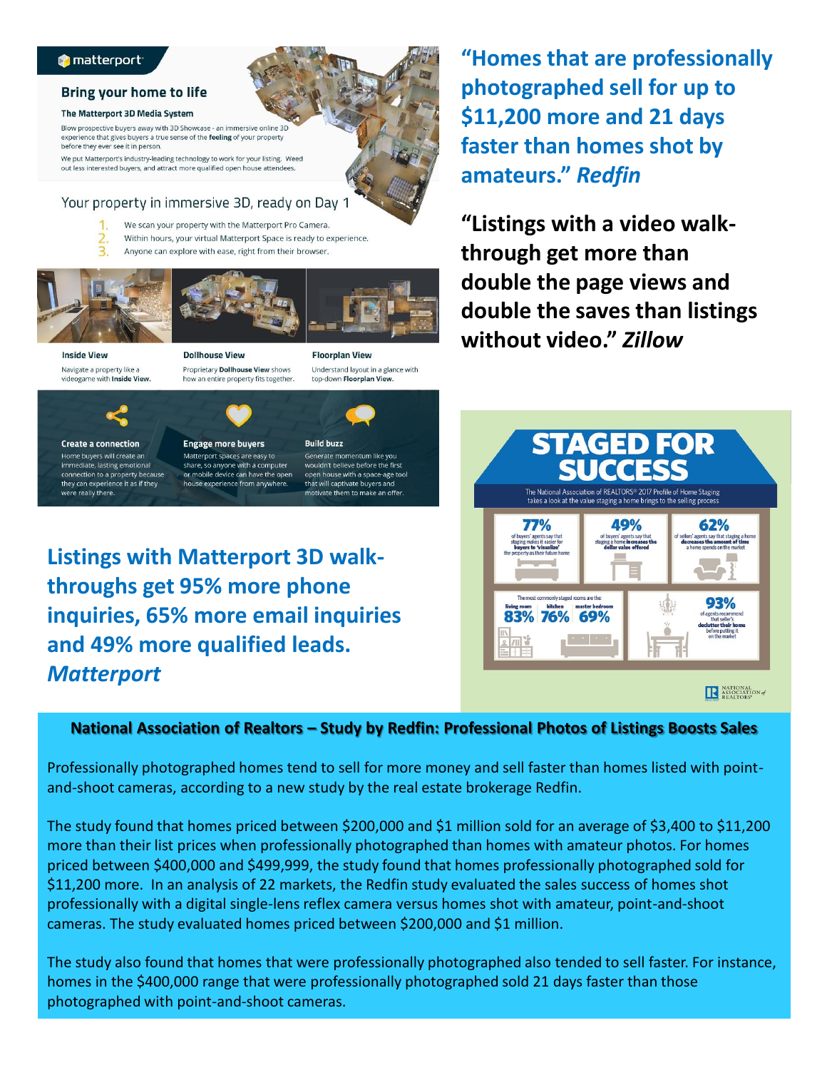matterport

## Bring your home to life

### The Matterport 3D Media System

Blow prospective buyers away with 3D Showcase - an immersive online 3D experience that gives buyers a true sense of the **feeling** of your property before they ever see it in person.

We put Matterport's industry-leading technology to work for your listing. Weed out less interested buyers, and attract more qualified open house attendees.

### Your property in immersive 3D, ready on Day 1

1. We scan your property with the Matterport Pro Camera.
2. Within hours, your virtual Matterport Space is ready to experience.
3. Anyone can explore with ease, right from their browser.

**Inside View**
Navigate a property like a videogame with **Inside View.**

**Dollhouse View**
Proprietary **Dollhouse View** shows how an entire property fits together.

**Floorplan View**
Understand layout in a glance with top-down **Floorplan View.**

**Create a connection**
Home buyers will create an immediate, lasting emotional connection to a property because they can experience it as if they were really there.

**Engage more buyers**
Matterport spaces are easy to share, so anyone with a computer or mobile device can have the open house experience from anywhere.

**Build buzz**
Generate momentum like you wouldn't believe before the first open house with a space-age tool that will captivate buyers and motivate them to make an offer.

**"Homes that are professionally photographed sell for up to $11,200 more and 21 days faster than homes shot by amateurs."** ***Redfin***

**"Listings with a video walk-through get more than double the page views and double the saves than listings without video."** ***Zillow***

**Listings with Matterport 3D walk-throughs get 95% more phone inquiries, 65% more email inquiries and 49% more qualified leads.** ***Matterport***

## STAGED FOR SUCCESS

The National Association of REALTORS® 2017 Profile of Home Staging takes a look at the value staging a home brings to the selling process

**77%** of buyers' agents say that staging makes it easier for **buyers to 'visualize'** the property as their future home

**49%** of buyers' agents say that staging a home **increases the dollar value offered**

**62%** of sellers' agents say that staging a home **decreases the amount of time** a home spends on the market

The most commonly staged rooms are the:
**living room 83%** **kitchen 76%** **master bedroom 69%**

**93%** of agents recommend that seller's **declutter their home** before putting it on the market

NATIONAL ASSOCIATION of REALTORS®

**National Association of Realtors – Study by Redfin: Professional Photos of Listings Boosts Sales**

Professionally photographed homes tend to sell for more money and sell faster than homes listed with point-and-shoot cameras, according to a new study by the real estate brokerage Redfin.

The study found that homes priced between $200,000 and $1 million sold for an average of $3,400 to $11,200 more than their list prices when professionally photographed than homes with amateur photos. For homes priced between $400,000 and $499,999, the study found that homes professionally photographed sold for $11,200 more. In an analysis of 22 markets, the Redfin study evaluated the sales success of homes shot professionally with a digital single-lens reflex camera versus homes shot with amateur, point-and-shoot cameras. The study evaluated homes priced between $200,000 and $1 million.

The study also found that homes that were professionally photographed also tended to sell faster. For instance, homes in the $400,000 range that were professionally photographed sold 21 days faster than those photographed with point-and-shoot cameras.